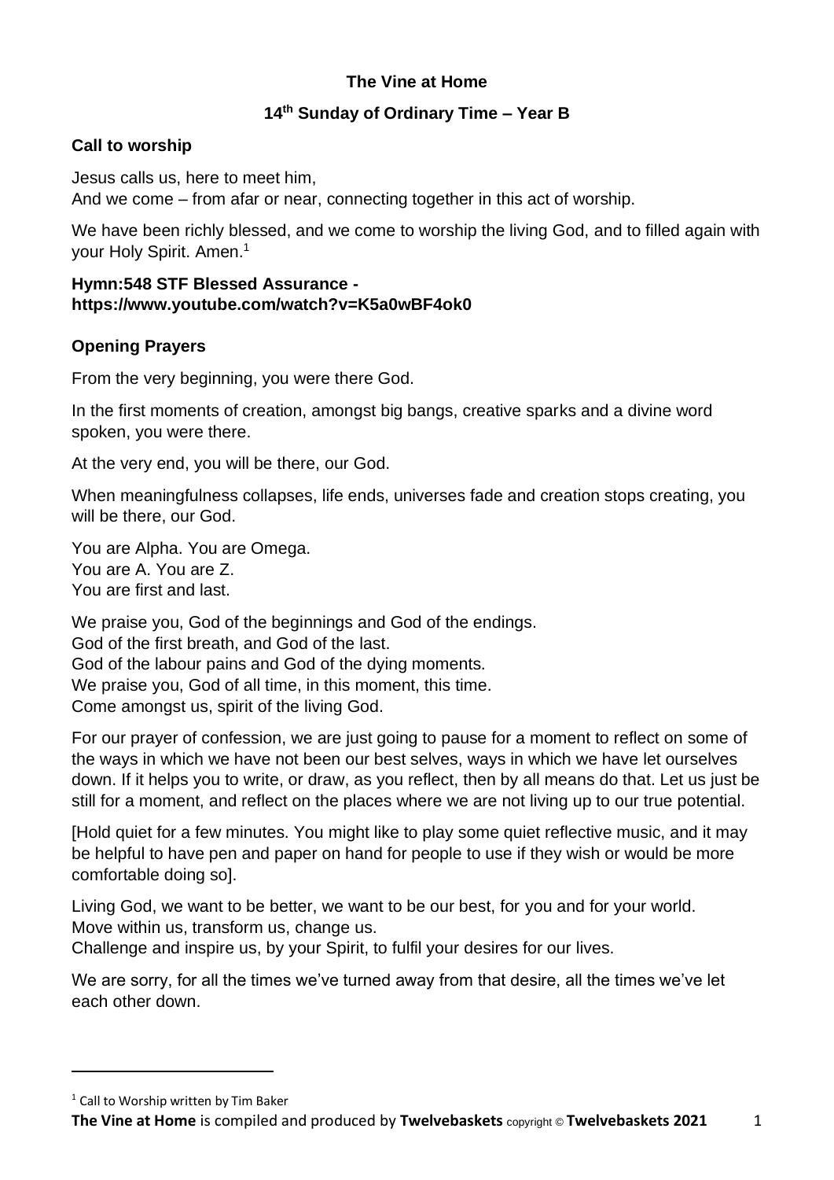# The Vine at Home

## 14th Sunday of Ordinary Time – Year B

### Call to worship

Jesus calls us, here to meet him,
And we come – from afar or near, connecting together in this act of worship.

We have been richly blessed, and we come to worship the living God, and to filled again with your Holy Spirit. Amen.[1]

**Hymn:548 STF Blessed Assurance - https://www.youtube.com/watch?v=K5a0wBF4ok0**

### Opening Prayers

From the very beginning, you were there God.

In the first moments of creation, amongst big bangs, creative sparks and a divine word spoken, you were there.

At the very end, you will be there, our God.

When meaningfulness collapses, life ends, universes fade and creation stops creating, you will be there, our God.

You are Alpha. You are Omega.
You are A. You are Z.
You are first and last.

We praise you, God of the beginnings and God of the endings.
God of the first breath, and God of the last.
God of the labour pains and God of the dying moments.
We praise you, God of all time, in this moment, this time.
Come amongst us, spirit of the living God.

For our prayer of confession, we are just going to pause for a moment to reflect on some of the ways in which we have not been our best selves, ways in which we have let ourselves down. If it helps you to write, or draw, as you reflect, then by all means do that. Let us just be still for a moment, and reflect on the places where we are not living up to our true potential.

[Hold quiet for a few minutes. You might like to play some quiet reflective music, and it may be helpful to have pen and paper on hand for people to use if they wish or would be more comfortable doing so].

Living God, we want to be better, we want to be our best, for you and for your world.
Move within us, transform us, change us.
Challenge and inspire us, by your Spirit, to fulfil your desires for our lives.

We are sorry, for all the times we've turned away from that desire, all the times we've let each other down.

---

[1] Call to Worship written by Tim Baker

**The Vine at Home** is compiled and produced by **Twelvebaskets** copyright © **Twelvebaskets 2021**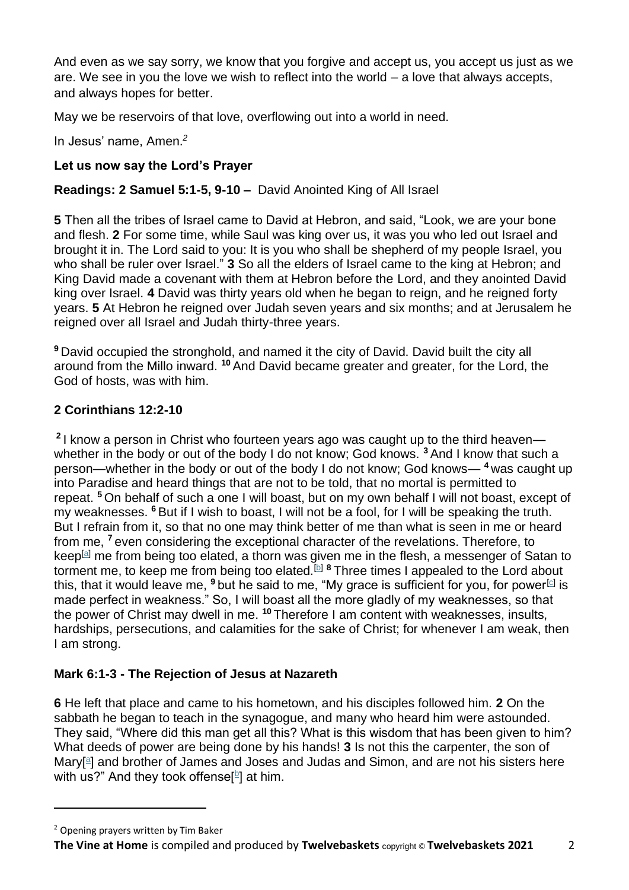And even as we say sorry, we know that you forgive and accept us, you accept us just as we are. We see in you the love we wish to reflect into the world – a love that always accepts, and always hopes for better.

May we be reservoirs of that love, overflowing out into a world in need.

In Jesus' name, Amen.[2]

**Let us now say the Lord's Prayer**

**Readings: 2 Samuel 5:1-5, 9-10 –** David Anointed King of All Israel

**5** Then all the tribes of Israel came to David at Hebron, and said, "Look, we are your bone and flesh. **2** For some time, while Saul was king over us, it was you who led out Israel and brought it in. The Lord said to you: It is you who shall be shepherd of my people Israel, you who shall be ruler over Israel." **3** So all the elders of Israel came to the king at Hebron; and King David made a covenant with them at Hebron before the Lord, and they anointed David king over Israel. **4** David was thirty years old when he began to reign, and he reigned forty years. **5** At Hebron he reigned over Judah seven years and six months; and at Jerusalem he reigned over all Israel and Judah thirty-three years.

**9** David occupied the stronghold, and named it the city of David. David built the city all around from the Millo inward. **10** And David became greater and greater, for the Lord, the God of hosts, was with him.

**2 Corinthians 12:2-10**

**2** I know a person in Christ who fourteen years ago was caught up to the third heaven—whether in the body or out of the body I do not know; God knows. **3** And I know that such a person—whether in the body or out of the body I do not know; God knows— **4** was caught up into Paradise and heard things that are not to be told, that no mortal is permitted to repeat. **5** On behalf of such a one I will boast, but on my own behalf I will not boast, except of my weaknesses. **6** But if I wish to boast, I will not be a fool, for I will be speaking the truth. But I refrain from it, so that no one may think better of me than what is seen in me or heard from me, **7** even considering the exceptional character of the revelations. Therefore, to keep[a] me from being too elated, a thorn was given me in the flesh, a messenger of Satan to torment me, to keep me from being too elated.[b] **8** Three times I appealed to the Lord about this, that it would leave me, **9** but he said to me, "My grace is sufficient for you, for power[c] is made perfect in weakness." So, I will boast all the more gladly of my weaknesses, so that the power of Christ may dwell in me. **10** Therefore I am content with weaknesses, insults, hardships, persecutions, and calamities for the sake of Christ; for whenever I am weak, then I am strong.

**Mark 6:1-3 - The Rejection of Jesus at Nazareth**

**6** He left that place and came to his hometown, and his disciples followed him. **2** On the sabbath he began to teach in the synagogue, and many who heard him were astounded. They said, "Where did this man get all this? What is this wisdom that has been given to him? What deeds of power are being done by his hands! **3** Is not this the carpenter, the son of Mary[a] and brother of James and Joses and Judas and Simon, and are not his sisters here with us?" And they took offense[b] at him.

---

[2] Opening prayers written by Tim Baker

**The Vine at Home** is compiled and produced by **Twelvebaskets** copyright © **Twelvebaskets 2021**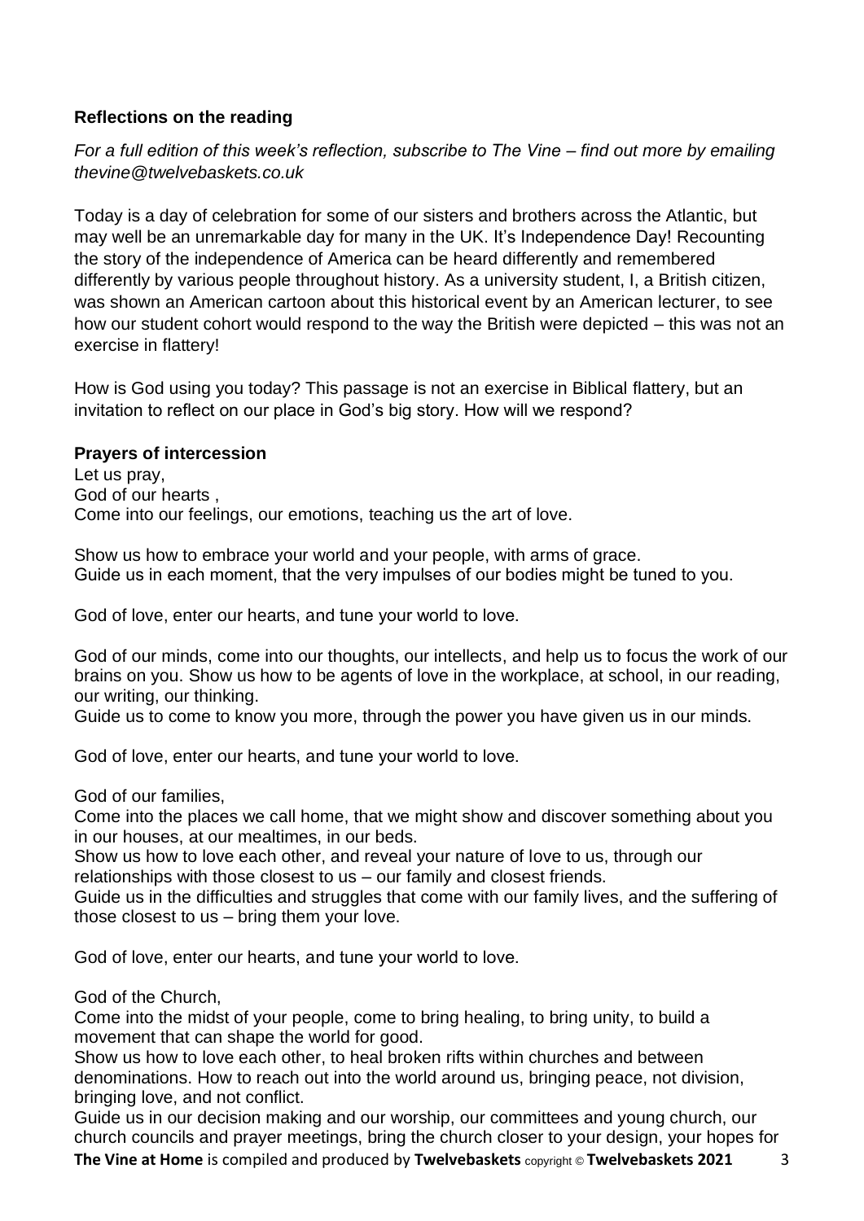**Reflections on the reading**

*For a full edition of this week's reflection, subscribe to The Vine – find out more by emailing thevine@twelvebaskets.co.uk*

Today is a day of celebration for some of our sisters and brothers across the Atlantic, but may well be an unremarkable day for many in the UK. It's Independence Day! Recounting the story of the independence of America can be heard differently and remembered differently by various people throughout history. As a university student, I, a British citizen, was shown an American cartoon about this historical event by an American lecturer, to see how our student cohort would respond to the way the British were depicted – this was not an exercise in flattery!

How is God using you today? This passage is not an exercise in Biblical flattery, but an invitation to reflect on our place in God's big story. How will we respond?

**Prayers of intercession**

Let us pray,
God of our hearts ,
Come into our feelings, our emotions, teaching us the art of love.

Show us how to embrace your world and your people, with arms of grace.
Guide us in each moment, that the very impulses of our bodies might be tuned to you.

God of love, enter our hearts, and tune your world to love.

God of our minds, come into our thoughts, our intellects, and help us to focus the work of our brains on you. Show us how to be agents of love in the workplace, at school, in our reading, our writing, our thinking.
Guide us to come to know you more, through the power you have given us in our minds.

God of love, enter our hearts, and tune your world to love.

God of our families,
Come into the places we call home, that we might show and discover something about you in our houses, at our mealtimes, in our beds.
Show us how to love each other, and reveal your nature of love to us, through our relationships with those closest to us – our family and closest friends.
Guide us in the difficulties and struggles that come with our family lives, and the suffering of those closest to us – bring them your love.

God of love, enter our hearts, and tune your world to love.

God of the Church,
Come into the midst of your people, come to bring healing, to bring unity, to build a movement that can shape the world for good.
Show us how to love each other, to heal broken rifts within churches and between denominations. How to reach out into the world around us, bringing peace, not division, bringing love, and not conflict.
Guide us in our decision making and our worship, our committees and young church, our church councils and prayer meetings, bring the church closer to your design, your hopes for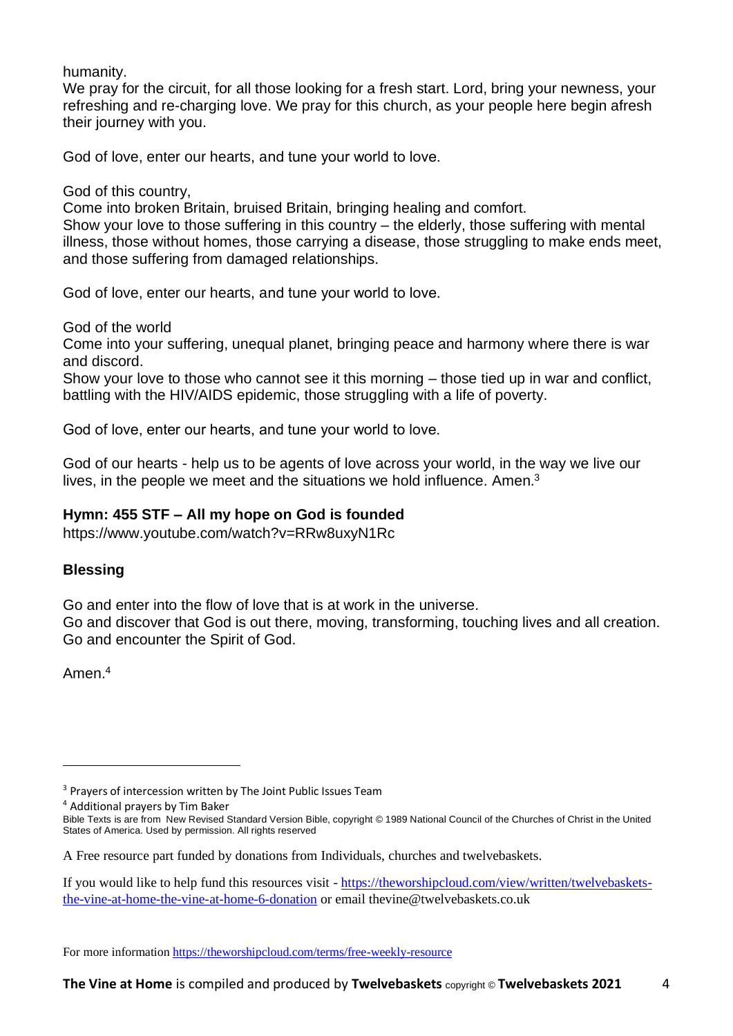humanity.
We pray for the circuit, for all those looking for a fresh start. Lord, bring your newness, your refreshing and re-charging love. We pray for this church, as your people here begin afresh their journey with you.

God of love, enter our hearts, and tune your world to love.

God of this country,
Come into broken Britain, bruised Britain, bringing healing and comfort.
Show your love to those suffering in this country – the elderly, those suffering with mental illness, those without homes, those carrying a disease, those struggling to make ends meet, and those suffering from damaged relationships.

God of love, enter our hearts, and tune your world to love.

God of the world
Come into your suffering, unequal planet, bringing peace and harmony where there is war and discord.
Show your love to those who cannot see it this morning – those tied up in war and conflict, battling with the HIV/AIDS epidemic, those struggling with a life of poverty.

God of love, enter our hearts, and tune your world to love.

God of our hearts - help us to be agents of love across your world, in the way we live our lives, in the people we meet and the situations we hold influence. Amen.[3]

**Hymn: 455 STF – All my hope on God is founded**
https://www.youtube.com/watch?v=RRw8uxyN1Rc

**Blessing**

Go and enter into the flow of love that is at work in the universe.
Go and discover that God is out there, moving, transforming, touching lives and all creation.
Go and encounter the Spirit of God.

Amen.[4]

---

[3] Prayers of intercession written by The Joint Public Issues Team

[4] Additional prayers by Tim Baker

Bible Texts is are from New Revised Standard Version Bible, copyright © 1989 National Council of the Churches of Christ in the United States of America. Used by permission. All rights reserved

A Free resource part funded by donations from Individuals, churches and twelvebaskets.

If you would like to help fund this resources visit - [https://theworshipcloud.com/view/written/twelvebaskets-the-vine-at-home-the-vine-at-home-6-donation](https://theworshipcloud.com/view/written/twelvebaskets-the-vine-at-home-the-vine-at-home-6-donation) or email thevine@twelvebaskets.co.uk

For more information [https://theworshipcloud.com/terms/free-weekly-resource](https://theworshipcloud.com/terms/free-weekly-resource)

**The Vine at Home** is compiled and produced by **Twelvebaskets** copyright © **Twelvebaskets 2021**